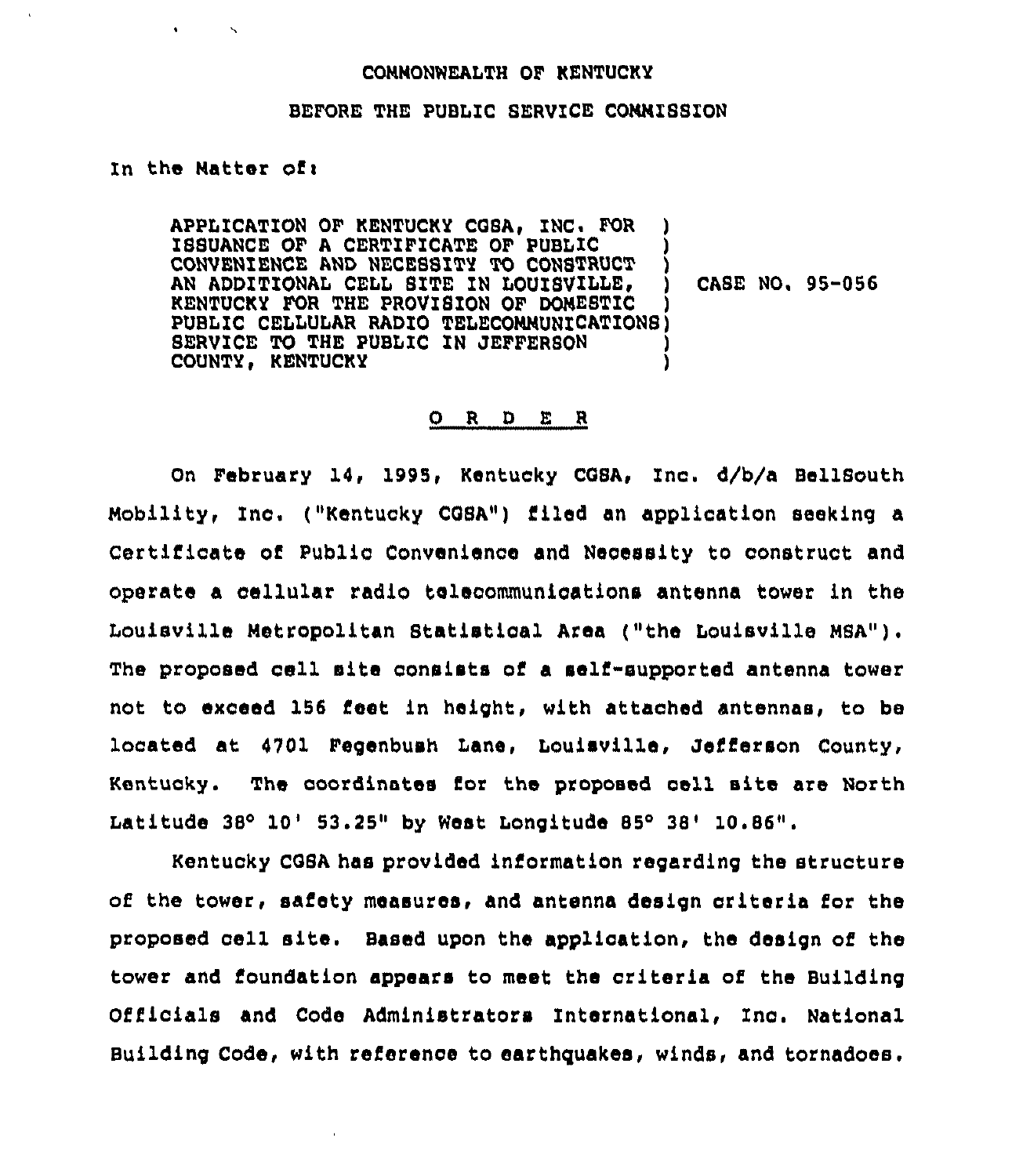COMMONWEALTH OF KENTUCKY

BEFORE THE PUBLIC SERVICE COMMISSION

In the Matter of:

APPLICATION OF KENTUCKY CGSA, INC. FOR ISSUANCE OF A CERTIFICATE OF PUBLIC CONVENIENCE AND NECESSITY TO CONSTRUCT AN ADDITIONAL CELL SITE IN LOUISVILLE, KENTUCKY FOR THE PROVISION OF DOMESTIC PUBLIC CELLULAR RADIO TELECOMMUNICATIONS SERVICE TO THE PUBLIC IN JEFFERSON COUNTY, KENTUCKY ) CASE NO. 95-056

O R D E R

On February 14, 1995, Kentucky CGSA, Inc. d/b/a BellSouth Mobility, Inc. ("Kentucky CGSA") filed an application seeking a Certificate of Public Convenience and Necessity to construct and operate a cellular radio telecommunications antenna tower in the Louisville Metropolitan Statistical Area ("the Louisville MSA"). The proposed cell site consists of a self-supported antenna tower not to exceed 156 feet in height, with attached antennas, to be located at 4701 Fegenbush Lane, Louisville, Jefferson County, Kentucky. The coordinates for the proposed cell site are North Latitude 38° 10' 53.25" by West Longitude 85° 38' 10.86".

Kentucky CGSA has provided information regarding the structure of the tower, safety measures, and antenna design criteria for the proposed cell site. Based upon the application, the design of the tower and foundation appears to meet the criteria of the Building Officials and Code Administrators International, Inc. National Building Code, with reference to earthquakes, winds, and tornadoes.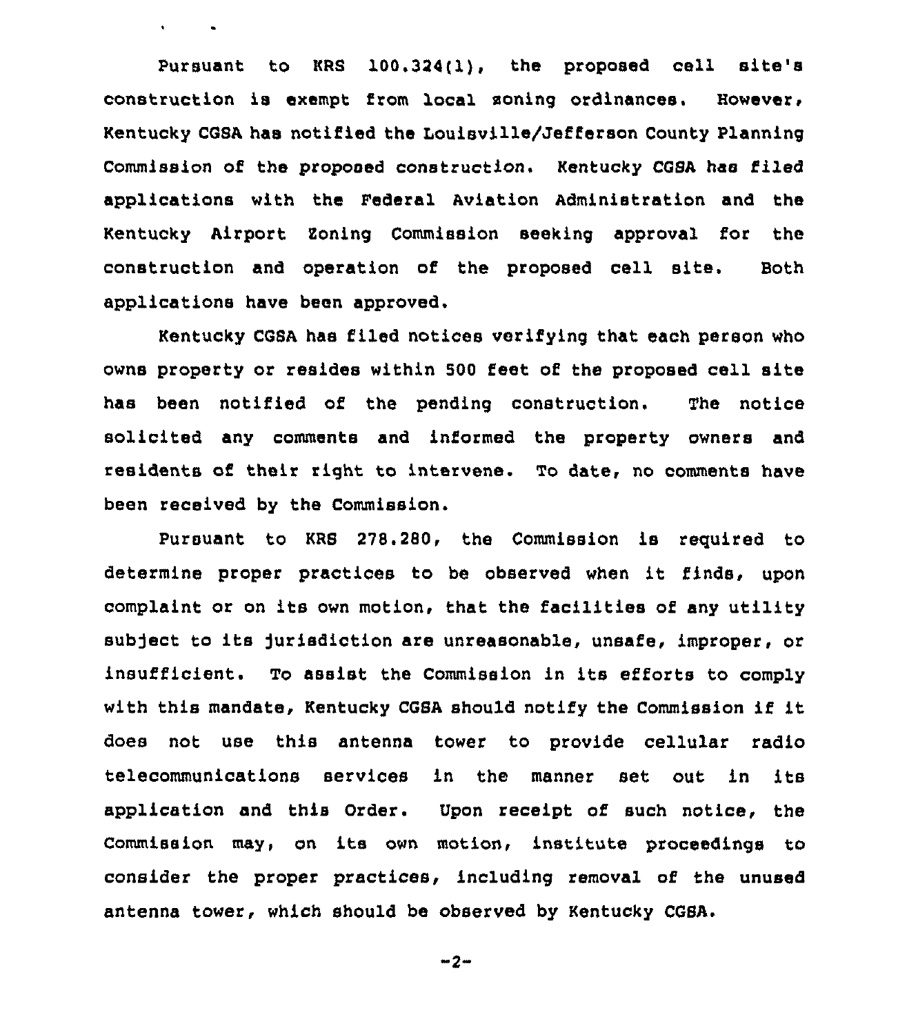Pursuant to KRS 100.324(1), the proposed cell site's construction is exempt from local zoning ordinances. However, Kentucky CGSA has notified the Louisville/Jefferson County Planning Commission of the proposed construction. Kentucky CGSA has filed applications with the Federal Aviation Administration and the Kentucky Airport Zoning Commission seeking approval for the construction and operation of the proposed cell site. Both applications have been approved.

Kentucky CGSA has filed notices verifying that each person who owns property or resides within 500 feet of the proposed cell site has been notified of the pending construction. The notice solicited any comments and informed the property owners and residents of their right to intervene. To date, no comments have been received by the Commission.

Pursuant to KRS 278.280, the Commission is required to determine proper practices to be observed when it finds, upon complaint or on its own motion, that the facilities of any utility subject to its jurisdiction are unreasonable, unsafe, improper, or insufficient. To assist the Commission in its efforts to comply with this mandate, Kentucky CGSA should notify the Commission if it does not use this antenna tower to provide cellular radio telecommunications services in the manner set out in its application and this Order. Upon receipt of such notice, the Commission may, on its own motion, institute proceedings to consider the proper practices, including removal of the unused antenna tower, which should be observed by Kentucky CGSA.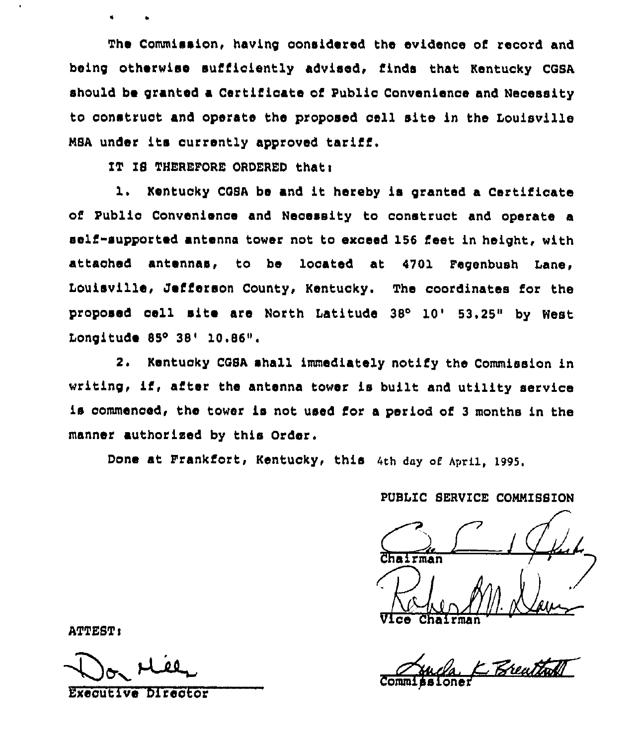The Commission, having considered the evidence of record and being otherwise sufficiently advised, finds that Kentucky CGSA should be granted a Certificate of Public Convenience and Necessity to construct and operate the proposed cell site in the Louisville MSA under its currently approved tariff.

IT IS THEREFORE ORDERED that:

1. Kentucky CGSA be and it hereby is granted a Certificate of Public Convenience and Necessity to construct and operate a self-supported antenna tower not to exceed 156 feet in height, with attached antennas, to be located at 4701 Fegenbush Lane, Louisville, Jefferson County, Kentucky. The coordinates for the proposed cell site are North Latitude 38° 10' 53.25" by West Longitude 85° 38' 10.86".

2. Kentucky CGSA shall immediately notify the Commission in writing, if, after the antenna tower is built and utility service is commenced, the tower is not used for a period of 3 months in the manner authorized by this Order.

Done at Frankfort, Kentucky, this 4th day of April, 1995.

PUBLIC SERVICE COMMISSION

Chairman

Vice Chairman

Commissioner

ATTEST:

Executive Director